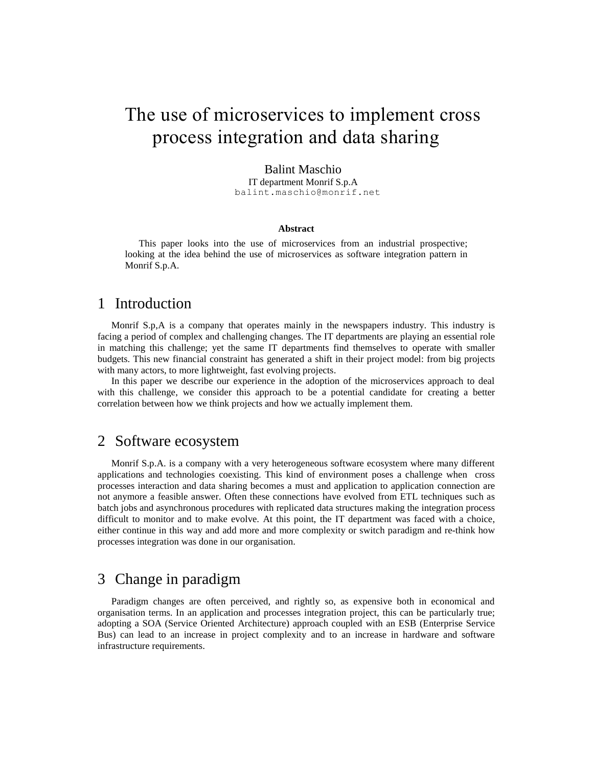# The use of microservices to implement cross process integration and data sharing

Balint Maschio
IT department Monrif S.p.A
balint.maschio@monrif.net

**Abstract**

This paper looks into the use of microservices from an industrial prospective; looking at the idea behind the use of microservices as software integration pattern in Monrif S.p.A.

## 1 Introduction

Monrif S.p,A is a company that operates mainly in the newspapers industry. This industry is facing a period of complex and challenging changes. The IT departments are playing an essential role in matching this challenge; yet the same IT departments find themselves to operate with smaller budgets. This new financial constraint has generated a shift in their project model: from big projects with many actors, to more lightweight, fast evolving projects.

In this paper we describe our experience in the adoption of the microservices approach to deal with this challenge, we consider this approach to be a potential candidate for creating a better correlation between how we think projects and how we actually implement them.

## 2 Software ecosystem

Monrif S.p.A. is a company with a very heterogeneous software ecosystem where many different applications and technologies coexisting. This kind of environment poses a challenge when cross processes interaction and data sharing becomes a must and application to application connection are not anymore a feasible answer. Often these connections have evolved from ETL techniques such as batch jobs and asynchronous procedures with replicated data structures making the integration process difficult to monitor and to make evolve. At this point, the IT department was faced with a choice, either continue in this way and add more and more complexity or switch paradigm and re-think how processes integration was done in our organisation.

## 3 Change in paradigm

Paradigm changes are often perceived, and rightly so, as expensive both in economical and organisation terms. In an application and processes integration project, this can be particularly true; adopting a SOA (Service Oriented Architecture) approach coupled with an ESB (Enterprise Service Bus) can lead to an increase in project complexity and to an increase in hardware and software infrastructure requirements.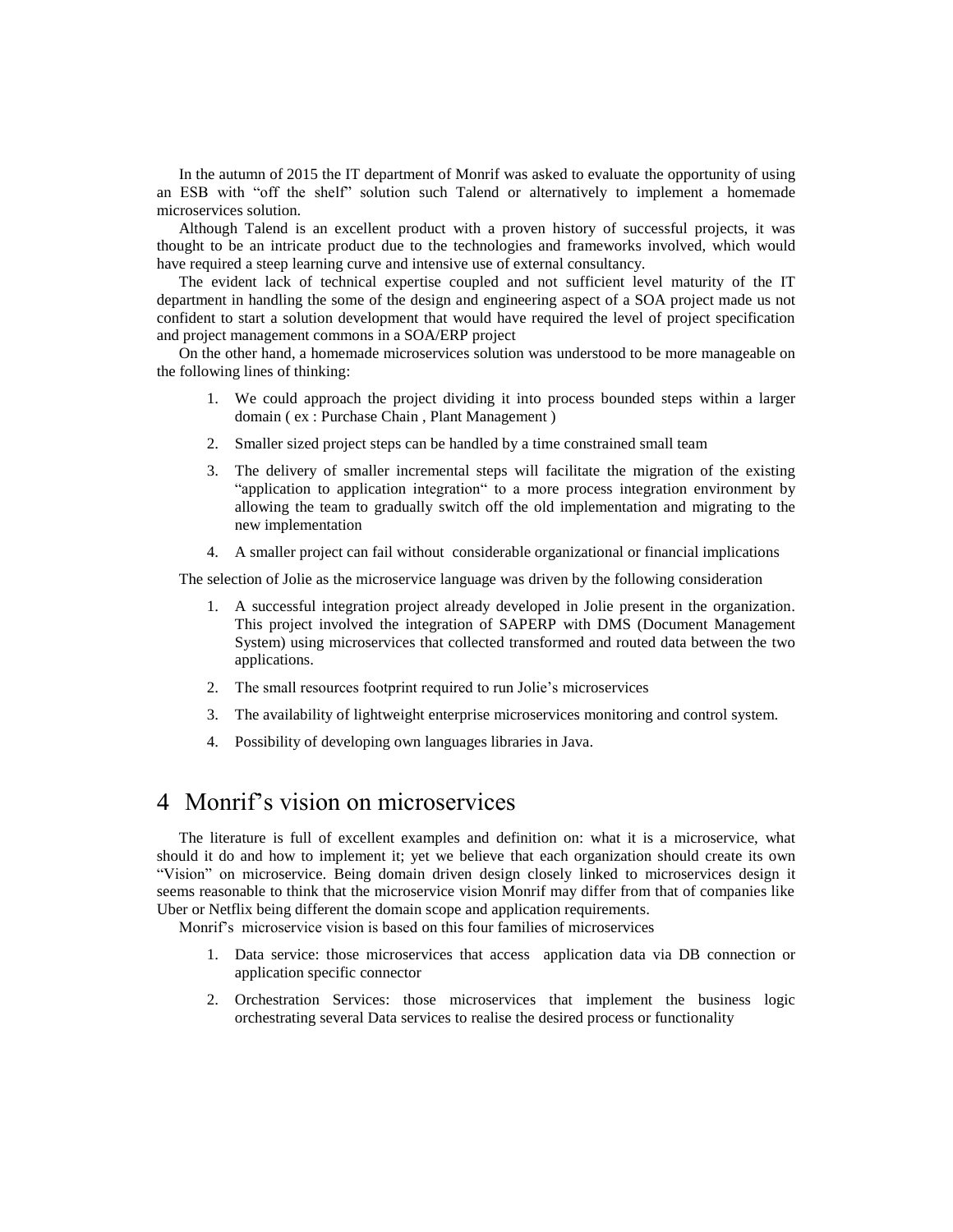In the autumn of 2015 the IT department of Monrif was asked to evaluate the opportunity of using an ESB with "off the shelf" solution such Talend or alternatively to implement a homemade microservices solution.

Although Talend is an excellent product with a proven history of successful projects, it was thought to be an intricate product due to the technologies and frameworks involved, which would have required a steep learning curve and intensive use of external consultancy.

The evident lack of technical expertise coupled and not sufficient level maturity of the IT department in handling the some of the design and engineering aspect of a SOA project made us not confident to start a solution development that would have required the level of project specification and project management commons in a SOA/ERP project

On the other hand, a homemade microservices solution was understood to be more manageable on the following lines of thinking:

1. We could approach the project dividing it into process bounded steps within a larger domain ( ex : Purchase Chain , Plant Management )
2. Smaller sized project steps can be handled by a time constrained small team
3. The delivery of smaller incremental steps will facilitate the migration of the existing "application to application integration" to a more process integration environment by allowing the team to gradually switch off the old implementation and migrating to the new implementation
4. A smaller project can fail without considerable organizational or financial implications

The selection of Jolie as the microservice language was driven by the following consideration

1. A successful integration project already developed in Jolie present in the organization. This project involved the integration of SAPERP with DMS (Document Management System) using microservices that collected transformed and routed data between the two applications.
2. The small resources footprint required to run Jolie's microservices
3. The availability of lightweight enterprise microservices monitoring and control system.
4. Possibility of developing own languages libraries in Java.

# 4 Monrif's vision on microservices

The literature is full of excellent examples and definition on: what it is a microservice, what should it do and how to implement it; yet we believe that each organization should create its own "Vision" on microservice. Being domain driven design closely linked to microservices design it seems reasonable to think that the microservice vision Monrif may differ from that of companies like Uber or Netflix being different the domain scope and application requirements.

Monrif's microservice vision is based on this four families of microservices

1. Data service: those microservices that access application data via DB connection or application specific connector
2. Orchestration Services: those microservices that implement the business logic orchestrating several Data services to realise the desired process or functionality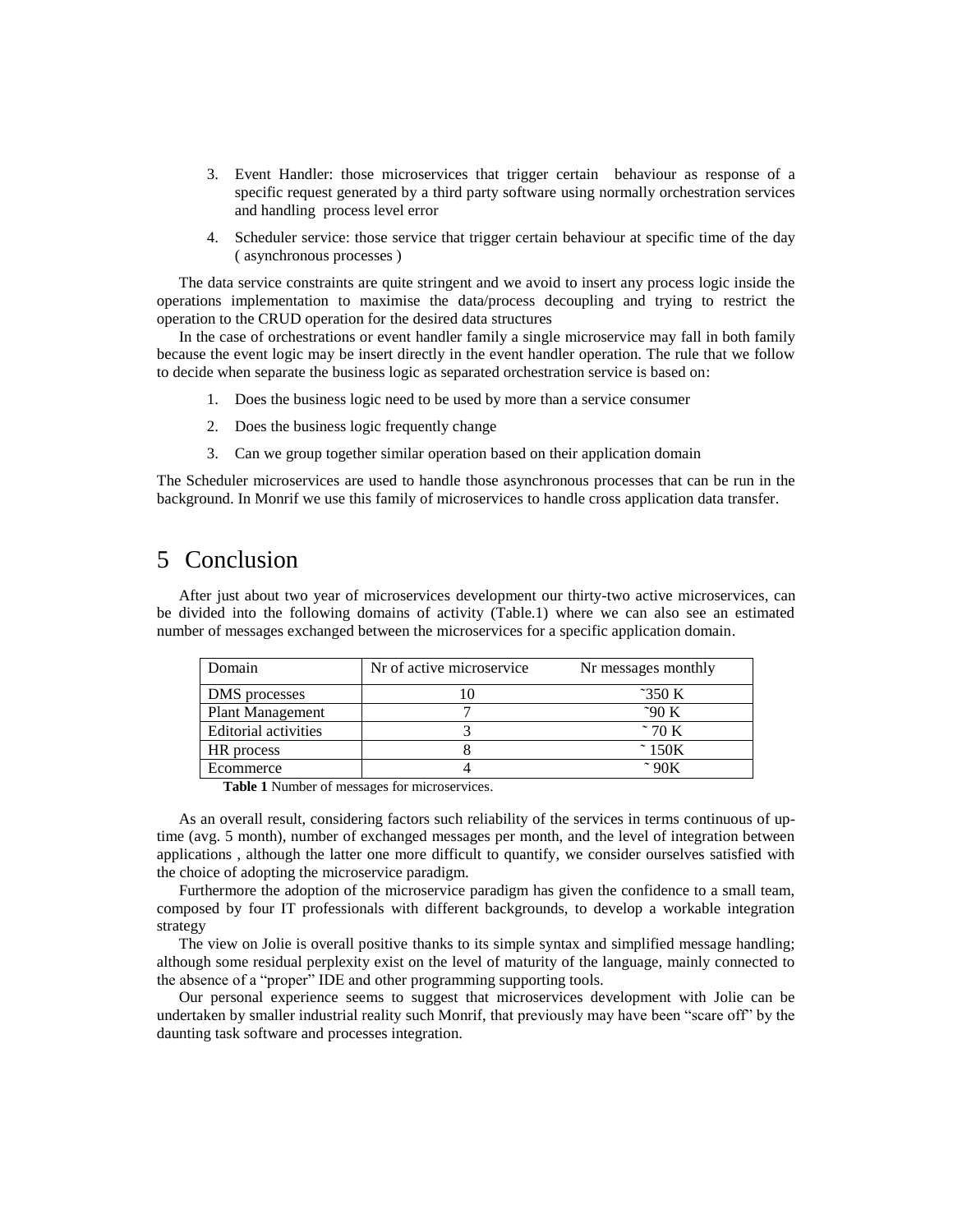3. Event Handler: those microservices that trigger certain behaviour as response of a specific request generated by a third party software using normally orchestration services and handling process level error

4. Scheduler service: those service that trigger certain behaviour at specific time of the day ( asynchronous processes )

The data service constraints are quite stringent and we avoid to insert any process logic inside the operations implementation to maximise the data/process decoupling and trying to restrict the operation to the CRUD operation for the desired data structures

In the case of orchestrations or event handler family a single microservice may fall in both family because the event logic may be insert directly in the event handler operation. The rule that we follow to decide when separate the business logic as separated orchestration service is based on:

1. Does the business logic need to be used by more than a service consumer

2. Does the business logic frequently change

3. Can we group together similar operation based on their application domain

The Scheduler microservices are used to handle those asynchronous processes that can be run in the background. In Monrif we use this family of microservices to handle cross application data transfer.

# 5 Conclusion

After just about two year of microservices development our thirty-two active microservices, can be divided into the following domains of activity (Table.1) where we can also see an estimated number of messages exchanged between the microservices for a specific application domain.

| Domain | Nr of active microservice | Nr messages monthly |
|---|---|---|
| DMS processes | 10 | ˜350 K |
| Plant Management | 7 | ˜90 K |
| Editorial activities | 3 | ˜ 70 K |
| HR process | 8 | ˜ 150K |
| Ecommerce | 4 | ˜ 90K |

**Table 1** Number of messages for microservices.

As an overall result, considering factors such reliability of the services in terms continuous of up-time (avg. 5 month), number of exchanged messages per month, and the level of integration between applications , although the latter one more difficult to quantify, we consider ourselves satisfied with the choice of adopting the microservice paradigm.

Furthermore the adoption of the microservice paradigm has given the confidence to a small team, composed by four IT professionals with different backgrounds, to develop a workable integration strategy

The view on Jolie is overall positive thanks to its simple syntax and simplified message handling; although some residual perplexity exist on the level of maturity of the language, mainly connected to the absence of a "proper" IDE and other programming supporting tools.

Our personal experience seems to suggest that microservices development with Jolie can be undertaken by smaller industrial reality such Monrif, that previously may have been "scare off" by the daunting task software and processes integration.